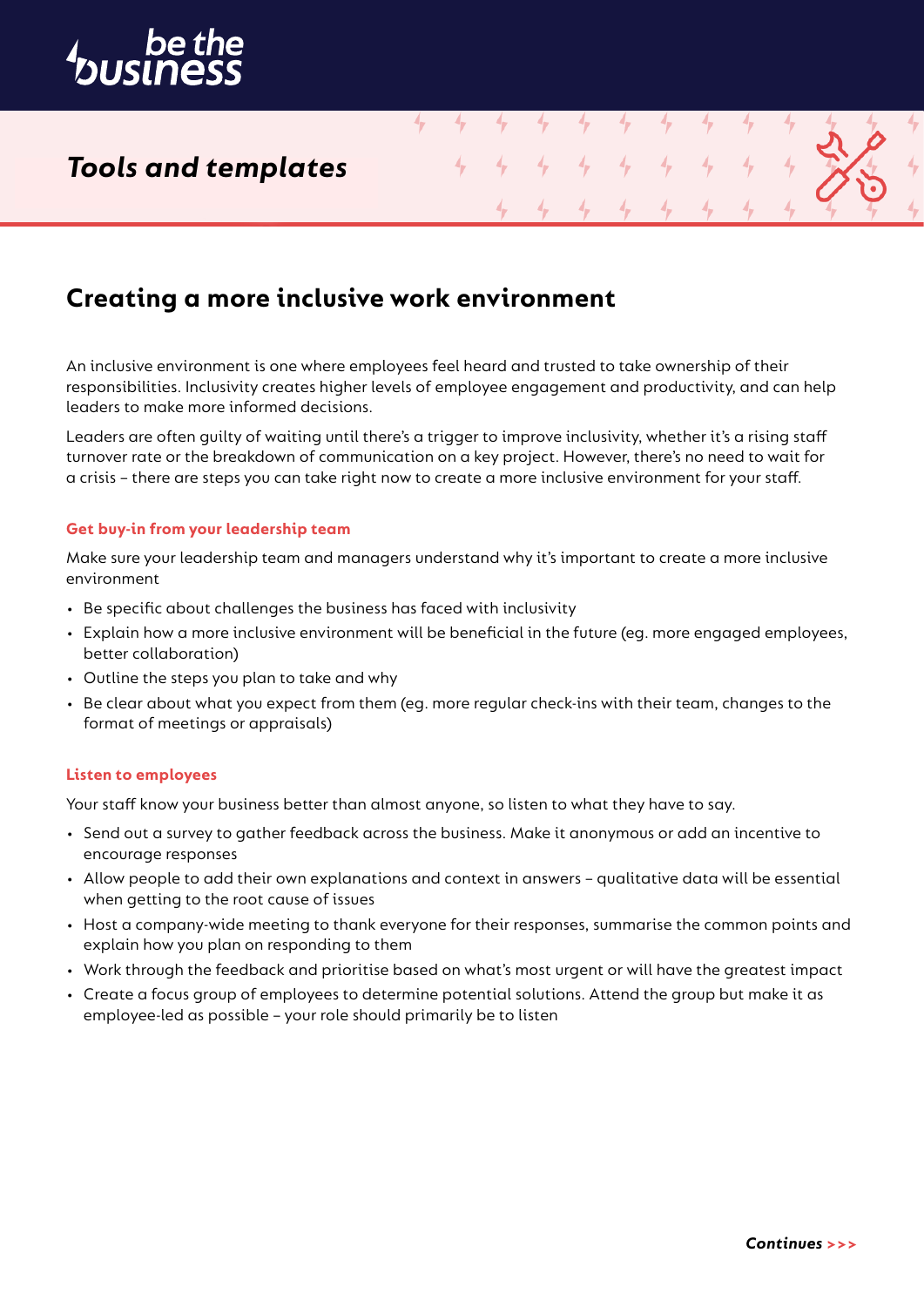# be the business

## Tools and templates

# Creating a more inclusive work environment

An inclusive environment is one where employees feel heard and trusted to take ownership of their responsibilities. Inclusivity creates higher levels of employee engagement and productivity, and can help leaders to make more informed decisions.

Leaders are often guilty of waiting until there's a trigger to improve inclusivity, whether it's a rising staff turnover rate or the breakdown of communication on a key project. However, there's no need to wait for a crisis – there are steps you can take right now to create a more inclusive environment for your staff.

### Get buy-in from your leadership team

Make sure your leadership team and managers understand why it's important to create a more inclusive environment

- Be specific about challenges the business has faced with inclusivity
- Explain how a more inclusive environment will be beneficial in the future (eg. more engaged employees, better collaboration)
- Outline the steps you plan to take and why
- Be clear about what you expect from them (eg. more regular check-ins with their team, changes to the format of meetings or appraisals)

### Listen to employees

Your staff know your business better than almost anyone, so listen to what they have to say.

- Send out a survey to gather feedback across the business. Make it anonymous or add an incentive to encourage responses
- Allow people to add their own explanations and context in answers – qualitative data will be essential when getting to the root cause of issues
- Host a company-wide meeting to thank everyone for their responses, summarise the common points and explain how you plan on responding to them
- Work through the feedback and prioritise based on what's most urgent or will have the greatest impact
- Create a focus group of employees to determine potential solutions. Attend the group but make it as employee-led as possible – your role should primarily be to listen

*Continues >>>*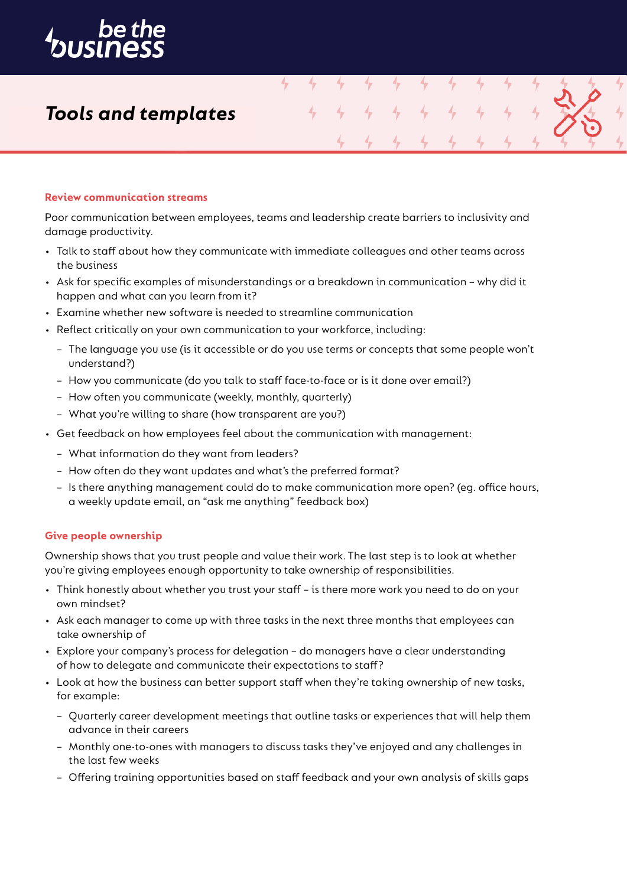## Tools and templates

### Review communication streams

Poor communication between employees, teams and leadership create barriers to inclusivity and damage productivity.

- Talk to staff about how they communicate with immediate colleagues and other teams across the business
- Ask for specific examples of misunderstandings or a breakdown in communication – why did it happen and what can you learn from it?
- Examine whether new software is needed to streamline communication
- Reflect critically on your own communication to your workforce, including:
  - The language you use (is it accessible or do you use terms or concepts that some people won't understand?)
  - How you communicate (do you talk to staff face-to-face or is it done over email?)
  - How often you communicate (weekly, monthly, quarterly)
  - What you're willing to share (how transparent are you?)
- Get feedback on how employees feel about the communication with management:
  - What information do they want from leaders?
  - How often do they want updates and what's the preferred format?
  - Is there anything management could do to make communication more open? (eg. office hours, a weekly update email, an "ask me anything" feedback box)

### Give people ownership

Ownership shows that you trust people and value their work. The last step is to look at whether you're giving employees enough opportunity to take ownership of responsibilities.

- Think honestly about whether you trust your staff – is there more work you need to do on your own mindset?
- Ask each manager to come up with three tasks in the next three months that employees can take ownership of
- Explore your company's process for delegation – do managers have a clear understanding of how to delegate and communicate their expectations to staff?
- Look at how the business can better support staff when they're taking ownership of new tasks, for example:
  - Quarterly career development meetings that outline tasks or experiences that will help them advance in their careers
  - Monthly one-to-ones with managers to discuss tasks they've enjoyed and any challenges in the last few weeks
  - Offering training opportunities based on staff feedback and your own analysis of skills gaps